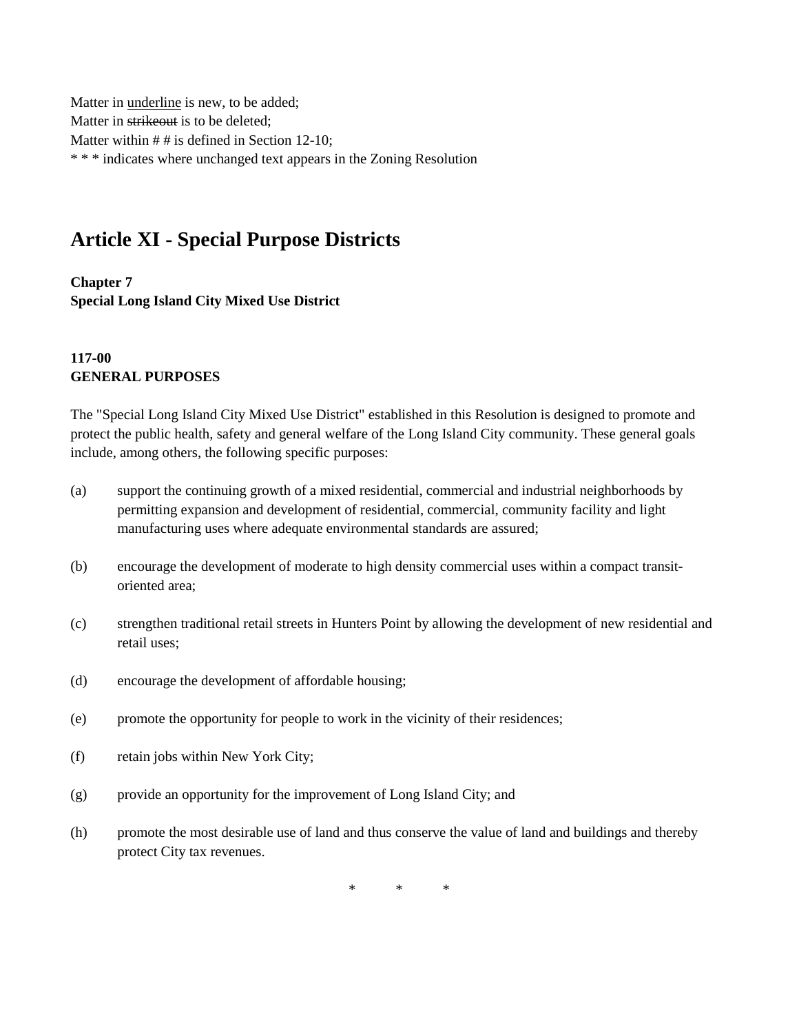Matter in <u>underline</u> is new, to be added;
Matter in ~~strikeout~~ is to be deleted;
Matter within # # is defined in Section 12-10;
* * * indicates where unchanged text appears in the Zoning Resolution

# Article XI - Special Purpose Districts

**Chapter 7**
**Special Long Island City Mixed Use District**

**117-00**
**GENERAL PURPOSES**

The "Special Long Island City Mixed Use District" established in this Resolution is designed to promote and protect the public health, safety and general welfare of the Long Island City community. These general goals include, among others, the following specific purposes:

(a) support the continuing growth of a mixed residential, commercial and industrial neighborhoods by permitting expansion and development of residential, commercial, community facility and light manufacturing uses where adequate environmental standards are assured;

(b) encourage the development of moderate to high density commercial uses within a compact transit-oriented area;

(c) strengthen traditional retail streets in Hunters Point by allowing the development of new residential and retail uses;

(d) encourage the development of affordable housing;

(e) promote the opportunity for people to work in the vicinity of their residences;

(f) retain jobs within New York City;

(g) provide an opportunity for the improvement of Long Island City; and

(h) promote the most desirable use of land and thus conserve the value of land and buildings and thereby protect City tax revenues.

\* \* \*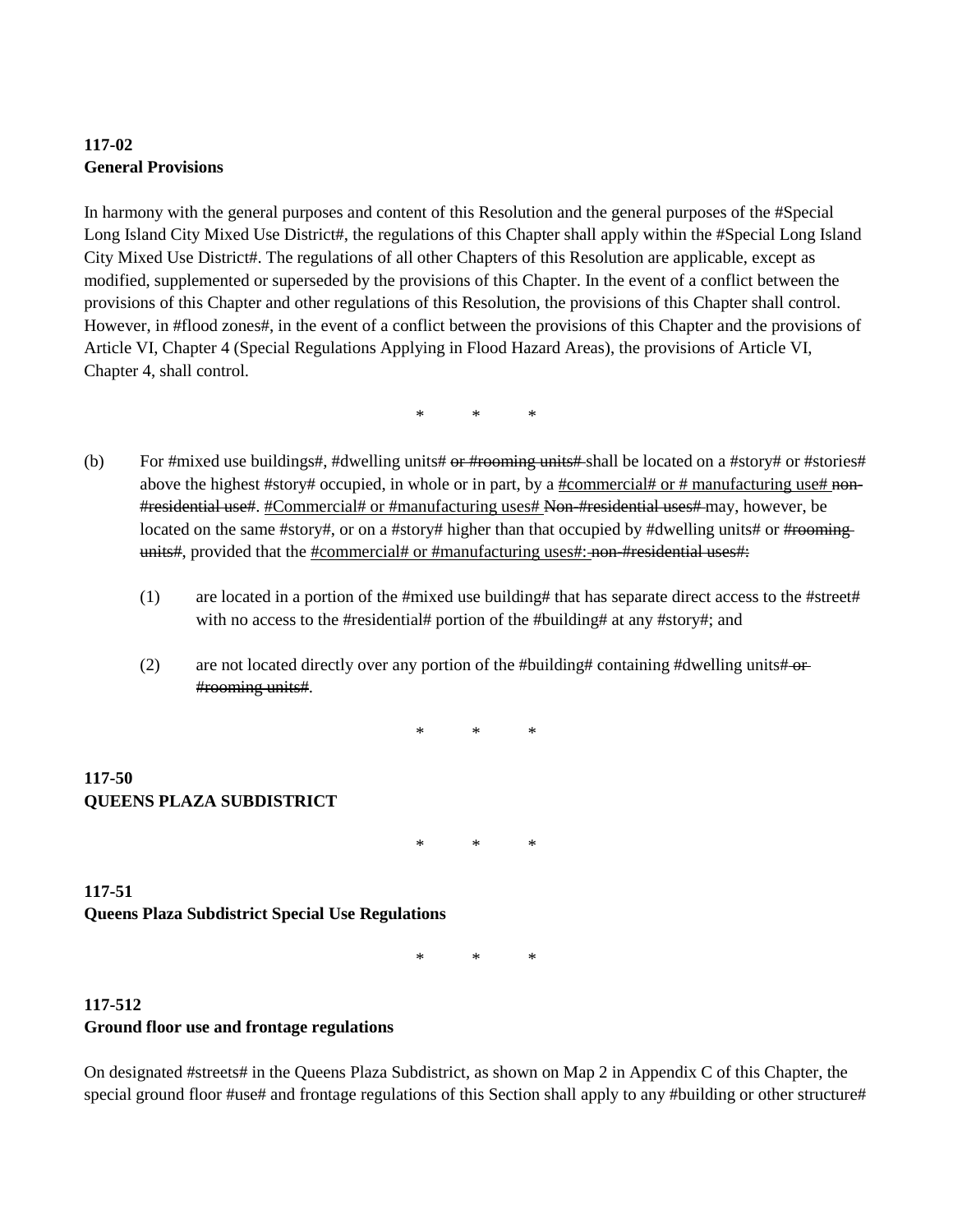**117-02**
**General Provisions**

In harmony with the general purposes and content of this Resolution and the general purposes of the #Special Long Island City Mixed Use District#, the regulations of this Chapter shall apply within the #Special Long Island City Mixed Use District#. The regulations of all other Chapters of this Resolution are applicable, except as modified, supplemented or superseded by the provisions of this Chapter. In the event of a conflict between the provisions of this Chapter and other regulations of this Resolution, the provisions of this Chapter shall control. However, in #flood zones#, in the event of a conflict between the provisions of this Chapter and the provisions of Article VI, Chapter 4 (Special Regulations Applying in Flood Hazard Areas), the provisions of Article VI, Chapter 4, shall control.

\*     \*     \*

(b) For #mixed use buildings#, #dwelling units# ~~or #rooming units#~~ shall be located on a #story# or #stories# above the highest #story# occupied, in whole or in part, by a <u>#commercial# or # manufacturing use#</u> ~~non-#residential use#~~. <u>#Commercial# or #manufacturing uses#</u> ~~Non-#residential uses#~~ may, however, be located on the same #story#, or on a #story# higher than that occupied by #dwelling units# or ~~#rooming units#~~, provided that the <u>#commercial# or #manufacturing uses#:</u> ~~non-#residential uses#:~~

(1) are located in a portion of the #mixed use building# that has separate direct access to the #street# with no access to the #residential# portion of the #building# at any #story#; and

(2) are not located directly over any portion of the #building# containing #dwelling units# ~~or #rooming units#~~.

\*     \*     \*

**117-50**
**QUEENS PLAZA SUBDISTRICT**

\*     \*     \*

**117-51**
**Queens Plaza Subdistrict Special Use Regulations**

\*     \*     \*

**117-512**
**Ground floor use and frontage regulations**

On designated #streets# in the Queens Plaza Subdistrict, as shown on Map 2 in Appendix C of this Chapter, the special ground floor #use# and frontage regulations of this Section shall apply to any #building or other structure#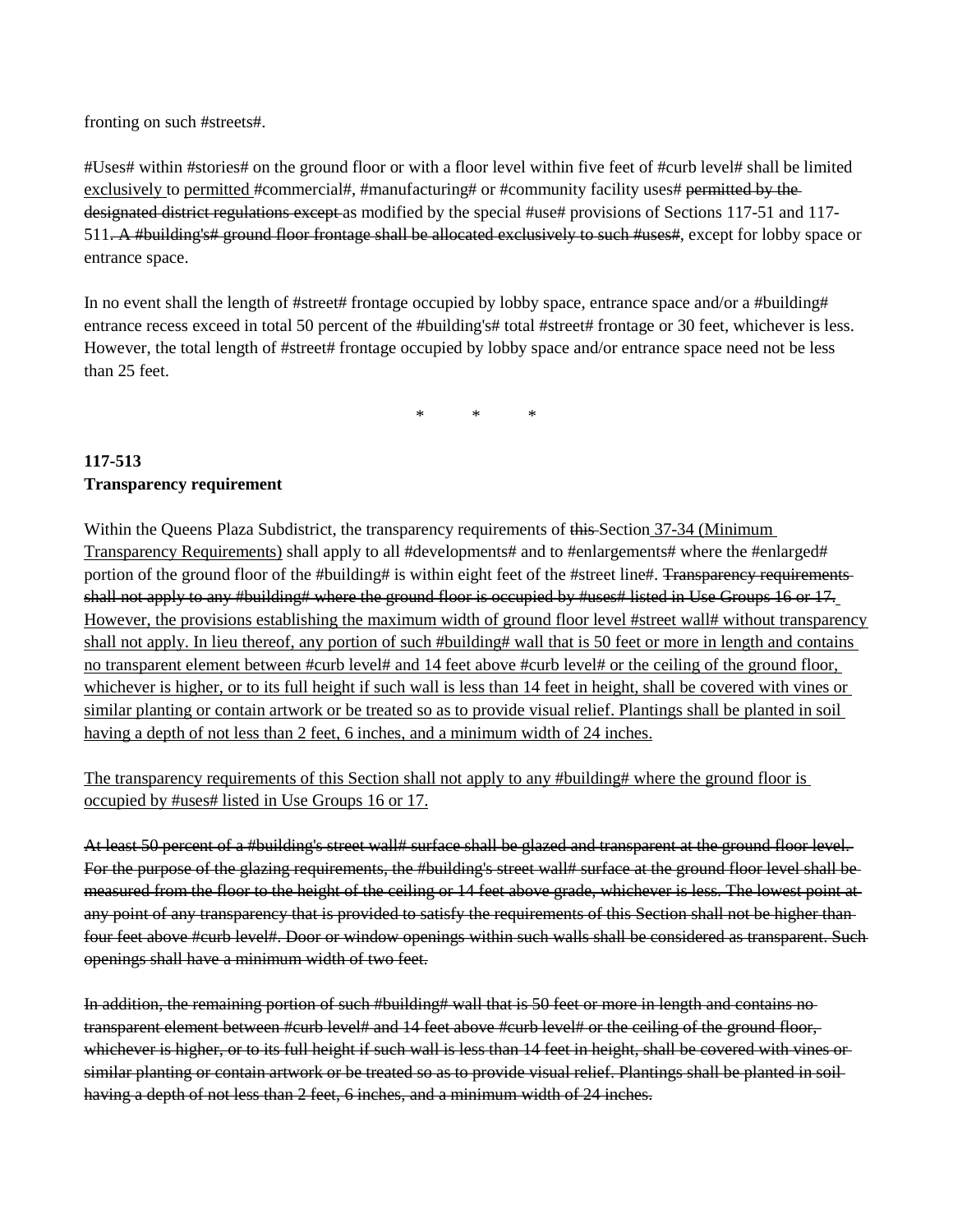fronting on such #streets#.

#Uses# within #stories# on the ground floor or with a floor level within five feet of #curb level# shall be limited <u>exclusively</u> to <u>permitted</u> #commercial#, #manufacturing# or #community facility uses# ~~permitted by the designated district regulations except~~ as modified by the special #use# provisions of Sections 117-51 and 117-511~~. A #building's# ground floor frontage shall be allocated exclusively to such #uses#~~, except for lobby space or entrance space.

In no event shall the length of #street# frontage occupied by lobby space, entrance space and/or a #building# entrance recess exceed in total 50 percent of the #building's# total #street# frontage or 30 feet, whichever is less. However, the total length of #street# frontage occupied by lobby space and/or entrance space need not be less than 25 feet.

\*   \*   \*

**117-513**
**Transparency requirement**

Within the Queens Plaza Subdistrict, the transparency requirements of ~~this~~ Section <u>37-34 (Minimum Transparency Requirements)</u> shall apply to all #developments# and to #enlargements# where the #enlarged# portion of the ground floor of the #building# is within eight feet of the #street line#. ~~Transparency requirements shall not apply to any #building# where the ground floor is occupied by #uses# listed in Use Groups 16 or 17.~~ <u>However, the provisions establishing the maximum width of ground floor level #street wall# without transparency shall not apply. In lieu thereof, any portion of such #building# wall that is 50 feet or more in length and contains no transparent element between #curb level# and 14 feet above #curb level# or the ceiling of the ground floor, whichever is higher, or to its full height if such wall is less than 14 feet in height, shall be covered with vines or similar planting or contain artwork or be treated so as to provide visual relief. Plantings shall be planted in soil having a depth of not less than 2 feet, 6 inches, and a minimum width of 24 inches.</u>

<u>The transparency requirements of this Section shall not apply to any #building# where the ground floor is occupied by #uses# listed in Use Groups 16 or 17.</u>

~~At least 50 percent of a #building's street wall# surface shall be glazed and transparent at the ground floor level. For the purpose of the glazing requirements, the #building's street wall# surface at the ground floor level shall be measured from the floor to the height of the ceiling or 14 feet above grade, whichever is less. The lowest point at any point of any transparency that is provided to satisfy the requirements of this Section shall not be higher than four feet above #curb level#. Door or window openings within such walls shall be considered as transparent. Such openings shall have a minimum width of two feet.~~

~~In addition, the remaining portion of such #building# wall that is 50 feet or more in length and contains no transparent element between #curb level# and 14 feet above #curb level# or the ceiling of the ground floor, whichever is higher, or to its full height if such wall is less than 14 feet in height, shall be covered with vines or similar planting or contain artwork or be treated so as to provide visual relief. Plantings shall be planted in soil having a depth of not less than 2 feet, 6 inches, and a minimum width of 24 inches.~~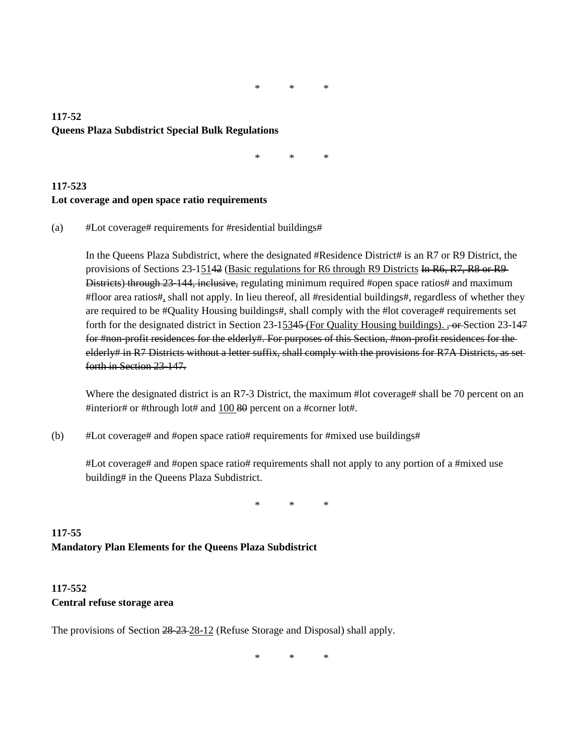\*     \*     \*

**117-52**
**Queens Plaza Subdistrict Special Bulk Regulations**

\*     \*     \*

**117-523**
**Lot coverage and open space ratio requirements**

(a) #Lot coverage# requirements for #residential buildings#

In the Queens Plaza Subdistrict, where the designated #Residence District# is an R7 or R9 District, the provisions of Sections 23-1~~5142~~ (Basic regulations for R6 through R9 Districts ~~In R6, R7, R8 or R9 Districts~~) ~~through 23-144, inclusive,~~ regulating minimum required #open space ratios# and maximum #floor area ratios#, shall not apply. In lieu thereof, all #residential buildings#, regardless of whether they are required to be #Quality Housing buildings#, shall comply with the #lot coverage# requirements set forth for the designated district in Section 23-1~~5345~~ (For Quality Housing buildings). ~~, or~~ Section 23-14~~7 for #non-profit residences for the elderly#. For purposes of this Section, #non-profit residences for the elderly# in R7 Districts without a letter suffix, shall comply with the provisions for R7A Districts, as set forth in Section 23-147.~~

Where the designated district is an R7-3 District, the maximum #lot coverage# shall be 70 percent on an #interior# or #through lot# and 100 ~~80~~ percent on a #corner lot#.

(b) #Lot coverage# and #open space ratio# requirements for #mixed use buildings#

#Lot coverage# and #open space ratio# requirements shall not apply to any portion of a #mixed use building# in the Queens Plaza Subdistrict.

\*     \*     \*

**117-55**
**Mandatory Plan Elements for the Queens Plaza Subdistrict**

**117-552**
**Central refuse storage area**

The provisions of Section ~~28-23~~ 28-12 (Refuse Storage and Disposal) shall apply.

\*     \*     \*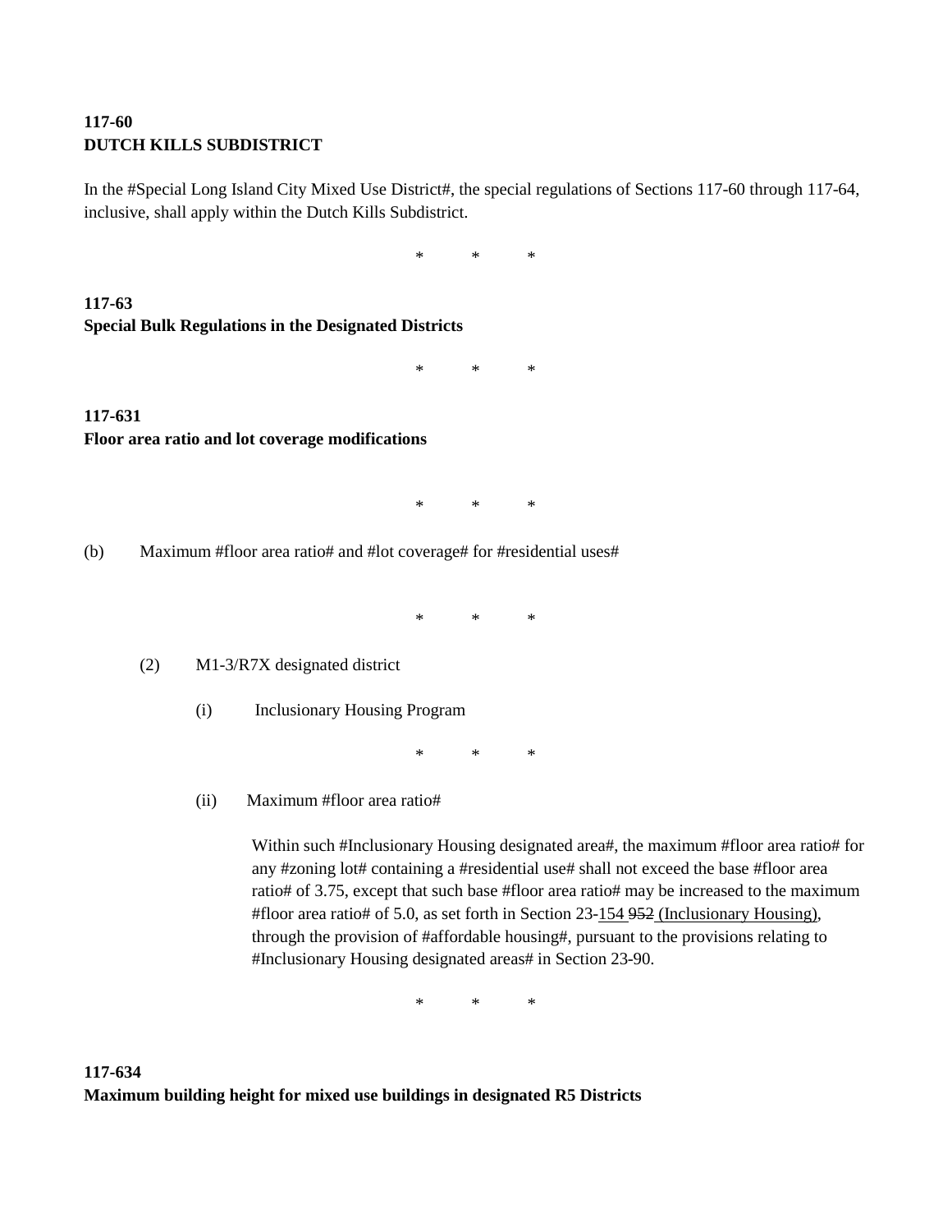**117-60**
**DUTCH KILLS SUBDISTRICT**

In the #Special Long Island City Mixed Use District#, the special regulations of Sections 117-60 through 117-64, inclusive, shall apply within the Dutch Kills Subdistrict.

\*　　\*　　\*

**117-63**
**Special Bulk Regulations in the Designated Districts**

\*　　\*　　\*

**117-631**
**Floor area ratio and lot coverage modifications**

\*　　\*　　\*

(b) Maximum #floor area ratio# and #lot coverage# for #residential uses#

\*　　\*　　\*

(2) M1-3/R7X designated district

(i) Inclusionary Housing Program

\*　　\*　　\*

(ii) Maximum #floor area ratio#

Within such #Inclusionary Housing designated area#, the maximum #floor area ratio# for any #zoning lot# containing a #residential use# shall not exceed the base #floor area ratio# of 3.75, except that such base #floor area ratio# may be increased to the maximum #floor area ratio# of 5.0, as set forth in Section 23-<u>154</u> ~~952~~ <u>(Inclusionary Housing)</u>, through the provision of #affordable housing#, pursuant to the provisions relating to #Inclusionary Housing designated areas# in Section 23-90.

\*　　\*　　\*

**117-634**
**Maximum building height for mixed use buildings in designated R5 Districts**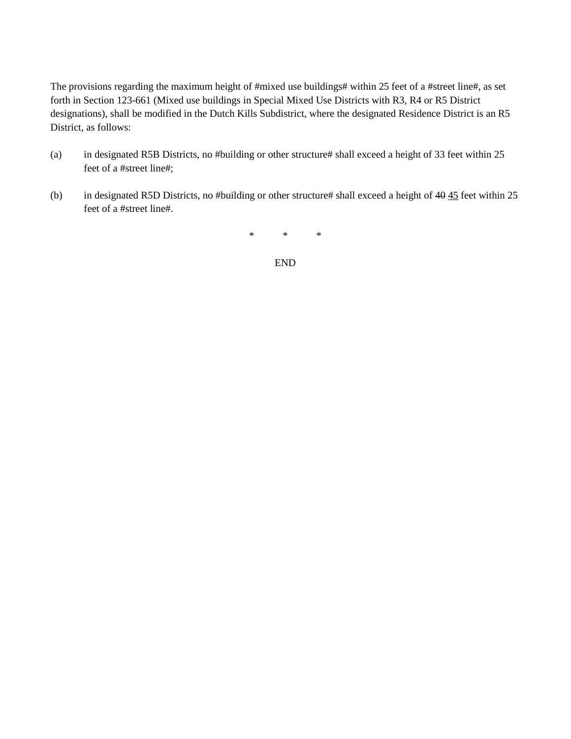The provisions regarding the maximum height of #mixed use buildings# within 25 feet of a #street line#, as set forth in Section 123-661 (Mixed use buildings in Special Mixed Use Districts with R3, R4 or R5 District designations), shall be modified in the Dutch Kills Subdistrict, where the designated Residence District is an R5 District, as follows:

(a) in designated R5B Districts, no #building or other structure# shall exceed a height of 33 feet within 25 feet of a #street line#;

(b) in designated R5D Districts, no #building or other structure# shall exceed a height of ~~40~~ <u>45</u> feet within 25 feet of a #street line#.

\* \* \*

END